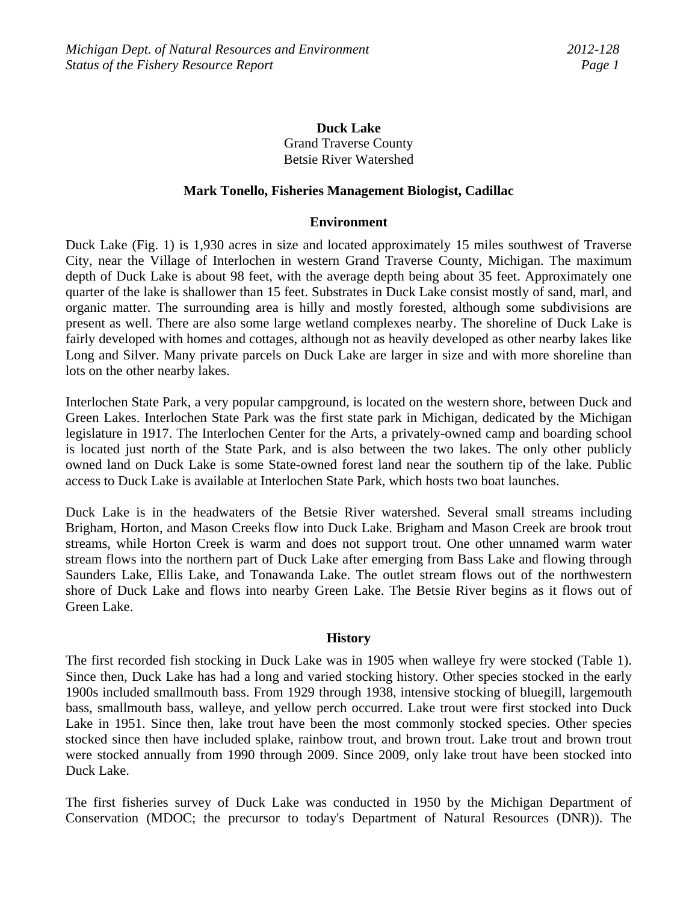# Duck Lake

Grand Traverse County
Betsie River Watershed

**Mark Tonello, Fisheries Management Biologist, Cadillac**

## Environment

Duck Lake (Fig. 1) is 1,930 acres in size and located approximately 15 miles southwest of Traverse City, near the Village of Interlochen in western Grand Traverse County, Michigan. The maximum depth of Duck Lake is about 98 feet, with the average depth being about 35 feet. Approximately one quarter of the lake is shallower than 15 feet. Substrates in Duck Lake consist mostly of sand, marl, and organic matter. The surrounding area is hilly and mostly forested, although some subdivisions are present as well. There are also some large wetland complexes nearby. The shoreline of Duck Lake is fairly developed with homes and cottages, although not as heavily developed as other nearby lakes like Long and Silver. Many private parcels on Duck Lake are larger in size and with more shoreline than lots on the other nearby lakes.

Interlochen State Park, a very popular campground, is located on the western shore, between Duck and Green Lakes. Interlochen State Park was the first state park in Michigan, dedicated by the Michigan legislature in 1917. The Interlochen Center for the Arts, a privately-owned camp and boarding school is located just north of the State Park, and is also between the two lakes. The only other publicly owned land on Duck Lake is some State-owned forest land near the southern tip of the lake. Public access to Duck Lake is available at Interlochen State Park, which hosts two boat launches.

Duck Lake is in the headwaters of the Betsie River watershed. Several small streams including Brigham, Horton, and Mason Creeks flow into Duck Lake. Brigham and Mason Creek are brook trout streams, while Horton Creek is warm and does not support trout. One other unnamed warm water stream flows into the northern part of Duck Lake after emerging from Bass Lake and flowing through Saunders Lake, Ellis Lake, and Tonawanda Lake. The outlet stream flows out of the northwestern shore of Duck Lake and flows into nearby Green Lake. The Betsie River begins as it flows out of Green Lake.

## History

The first recorded fish stocking in Duck Lake was in 1905 when walleye fry were stocked (Table 1). Since then, Duck Lake has had a long and varied stocking history. Other species stocked in the early 1900s included smallmouth bass. From 1929 through 1938, intensive stocking of bluegill, largemouth bass, smallmouth bass, walleye, and yellow perch occurred. Lake trout were first stocked into Duck Lake in 1951. Since then, lake trout have been the most commonly stocked species. Other species stocked since then have included splake, rainbow trout, and brown trout. Lake trout and brown trout were stocked annually from 1990 through 2009. Since 2009, only lake trout have been stocked into Duck Lake.

The first fisheries survey of Duck Lake was conducted in 1950 by the Michigan Department of Conservation (MDOC; the precursor to today's Department of Natural Resources (DNR)). The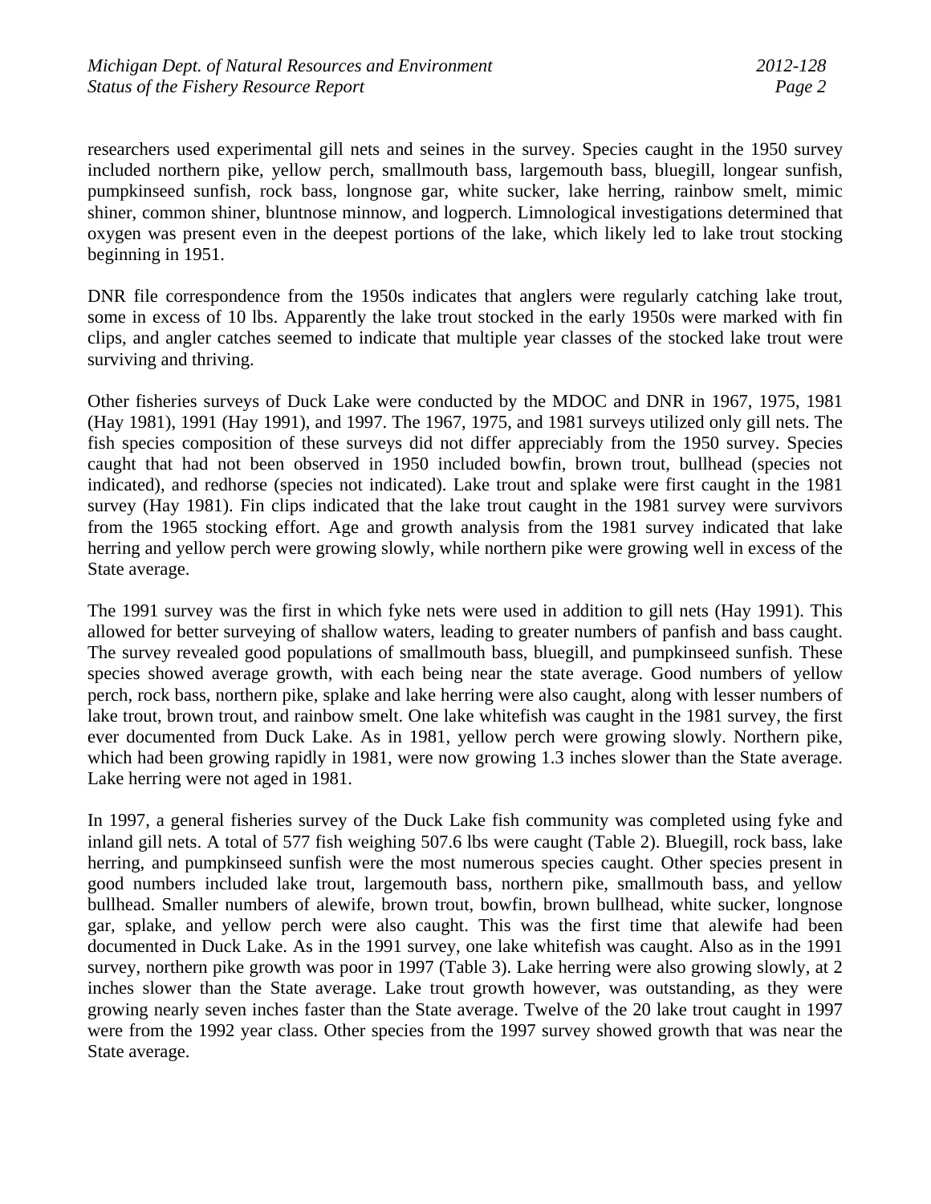researchers used experimental gill nets and seines in the survey. Species caught in the 1950 survey included northern pike, yellow perch, smallmouth bass, largemouth bass, bluegill, longear sunfish, pumpkinseed sunfish, rock bass, longnose gar, white sucker, lake herring, rainbow smelt, mimic shiner, common shiner, bluntnose minnow, and logperch. Limnological investigations determined that oxygen was present even in the deepest portions of the lake, which likely led to lake trout stocking beginning in 1951.

DNR file correspondence from the 1950s indicates that anglers were regularly catching lake trout, some in excess of 10 lbs. Apparently the lake trout stocked in the early 1950s were marked with fin clips, and angler catches seemed to indicate that multiple year classes of the stocked lake trout were surviving and thriving.

Other fisheries surveys of Duck Lake were conducted by the MDOC and DNR in 1967, 1975, 1981 (Hay 1981), 1991 (Hay 1991), and 1997. The 1967, 1975, and 1981 surveys utilized only gill nets. The fish species composition of these surveys did not differ appreciably from the 1950 survey. Species caught that had not been observed in 1950 included bowfin, brown trout, bullhead (species not indicated), and redhorse (species not indicated). Lake trout and splake were first caught in the 1981 survey (Hay 1981). Fin clips indicated that the lake trout caught in the 1981 survey were survivors from the 1965 stocking effort. Age and growth analysis from the 1981 survey indicated that lake herring and yellow perch were growing slowly, while northern pike were growing well in excess of the State average.

The 1991 survey was the first in which fyke nets were used in addition to gill nets (Hay 1991). This allowed for better surveying of shallow waters, leading to greater numbers of panfish and bass caught. The survey revealed good populations of smallmouth bass, bluegill, and pumpkinseed sunfish. These species showed average growth, with each being near the state average. Good numbers of yellow perch, rock bass, northern pike, splake and lake herring were also caught, along with lesser numbers of lake trout, brown trout, and rainbow smelt. One lake whitefish was caught in the 1981 survey, the first ever documented from Duck Lake. As in 1981, yellow perch were growing slowly. Northern pike, which had been growing rapidly in 1981, were now growing 1.3 inches slower than the State average. Lake herring were not aged in 1981.

In 1997, a general fisheries survey of the Duck Lake fish community was completed using fyke and inland gill nets. A total of 577 fish weighing 507.6 lbs were caught (Table 2). Bluegill, rock bass, lake herring, and pumpkinseed sunfish were the most numerous species caught. Other species present in good numbers included lake trout, largemouth bass, northern pike, smallmouth bass, and yellow bullhead. Smaller numbers of alewife, brown trout, bowfin, brown bullhead, white sucker, longnose gar, splake, and yellow perch were also caught. This was the first time that alewife had been documented in Duck Lake. As in the 1991 survey, one lake whitefish was caught. Also as in the 1991 survey, northern pike growth was poor in 1997 (Table 3). Lake herring were also growing slowly, at 2 inches slower than the State average. Lake trout growth however, was outstanding, as they were growing nearly seven inches faster than the State average. Twelve of the 20 lake trout caught in 1997 were from the 1992 year class. Other species from the 1997 survey showed growth that was near the State average.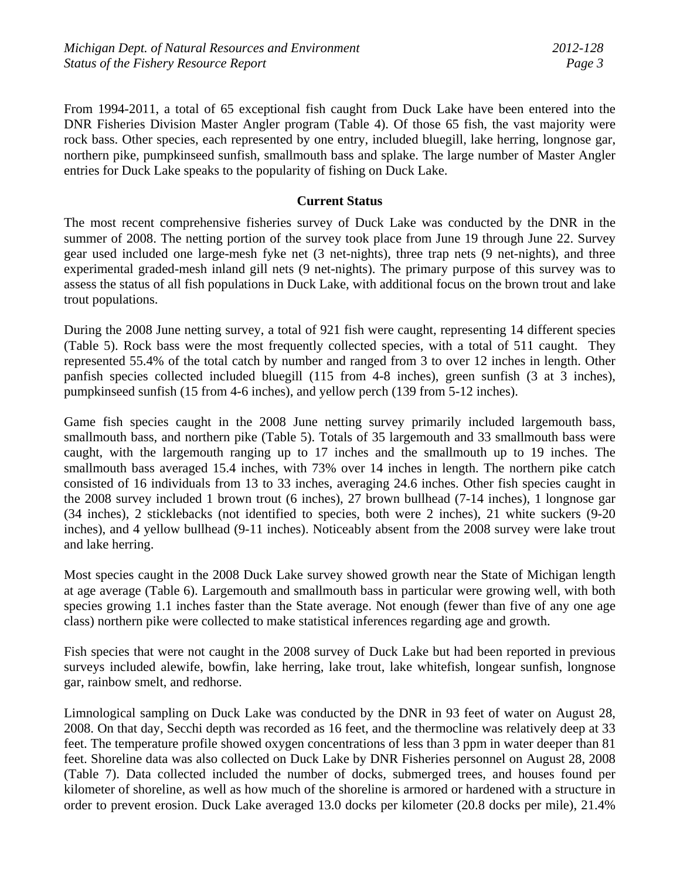From 1994-2011, a total of 65 exceptional fish caught from Duck Lake have been entered into the DNR Fisheries Division Master Angler program (Table 4). Of those 65 fish, the vast majority were rock bass. Other species, each represented by one entry, included bluegill, lake herring, longnose gar, northern pike, pumpkinseed sunfish, smallmouth bass and splake. The large number of Master Angler entries for Duck Lake speaks to the popularity of fishing on Duck Lake.

## Current Status

The most recent comprehensive fisheries survey of Duck Lake was conducted by the DNR in the summer of 2008. The netting portion of the survey took place from June 19 through June 22. Survey gear used included one large-mesh fyke net (3 net-nights), three trap nets (9 net-nights), and three experimental graded-mesh inland gill nets (9 net-nights). The primary purpose of this survey was to assess the status of all fish populations in Duck Lake, with additional focus on the brown trout and lake trout populations.

During the 2008 June netting survey, a total of 921 fish were caught, representing 14 different species (Table 5). Rock bass were the most frequently collected species, with a total of 511 caught. They represented 55.4% of the total catch by number and ranged from 3 to over 12 inches in length. Other panfish species collected included bluegill (115 from 4-8 inches), green sunfish (3 at 3 inches), pumpkinseed sunfish (15 from 4-6 inches), and yellow perch (139 from 5-12 inches).

Game fish species caught in the 2008 June netting survey primarily included largemouth bass, smallmouth bass, and northern pike (Table 5). Totals of 35 largemouth and 33 smallmouth bass were caught, with the largemouth ranging up to 17 inches and the smallmouth up to 19 inches. The smallmouth bass averaged 15.4 inches, with 73% over 14 inches in length. The northern pike catch consisted of 16 individuals from 13 to 33 inches, averaging 24.6 inches. Other fish species caught in the 2008 survey included 1 brown trout (6 inches), 27 brown bullhead (7-14 inches), 1 longnose gar (34 inches), 2 sticklebacks (not identified to species, both were 2 inches), 21 white suckers (9-20 inches), and 4 yellow bullhead (9-11 inches). Noticeably absent from the 2008 survey were lake trout and lake herring.

Most species caught in the 2008 Duck Lake survey showed growth near the State of Michigan length at age average (Table 6). Largemouth and smallmouth bass in particular were growing well, with both species growing 1.1 inches faster than the State average. Not enough (fewer than five of any one age class) northern pike were collected to make statistical inferences regarding age and growth.

Fish species that were not caught in the 2008 survey of Duck Lake but had been reported in previous surveys included alewife, bowfin, lake herring, lake trout, lake whitefish, longear sunfish, longnose gar, rainbow smelt, and redhorse.

Limnological sampling on Duck Lake was conducted by the DNR in 93 feet of water on August 28, 2008. On that day, Secchi depth was recorded as 16 feet, and the thermocline was relatively deep at 33 feet. The temperature profile showed oxygen concentrations of less than 3 ppm in water deeper than 81 feet. Shoreline data was also collected on Duck Lake by DNR Fisheries personnel on August 28, 2008 (Table 7). Data collected included the number of docks, submerged trees, and houses found per kilometer of shoreline, as well as how much of the shoreline is armored or hardened with a structure in order to prevent erosion. Duck Lake averaged 13.0 docks per kilometer (20.8 docks per mile), 21.4%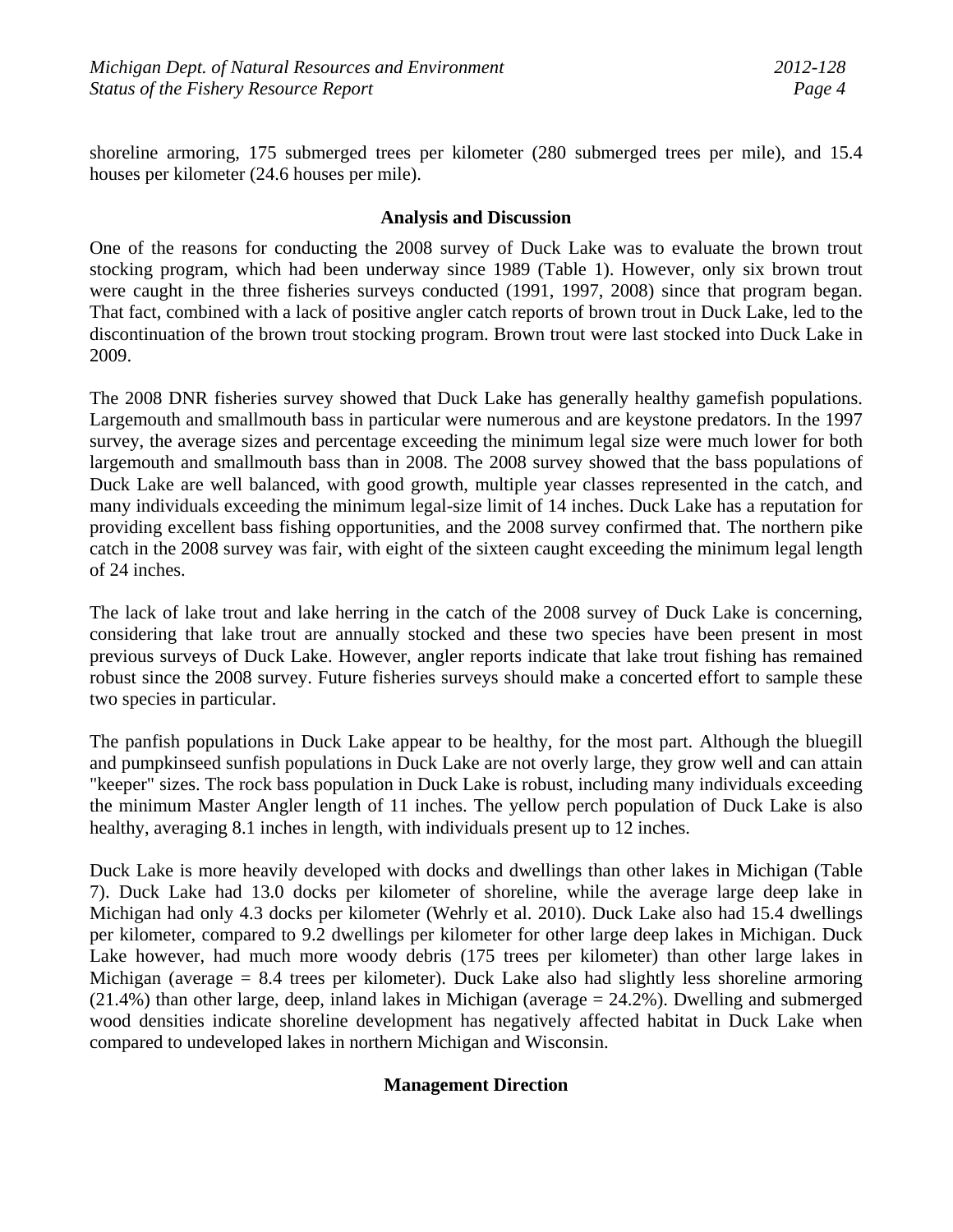shoreline armoring, 175 submerged trees per kilometer (280 submerged trees per mile), and 15.4 houses per kilometer (24.6 houses per mile).

## Analysis and Discussion

One of the reasons for conducting the 2008 survey of Duck Lake was to evaluate the brown trout stocking program, which had been underway since 1989 (Table 1). However, only six brown trout were caught in the three fisheries surveys conducted (1991, 1997, 2008) since that program began. That fact, combined with a lack of positive angler catch reports of brown trout in Duck Lake, led to the discontinuation of the brown trout stocking program. Brown trout were last stocked into Duck Lake in 2009.

The 2008 DNR fisheries survey showed that Duck Lake has generally healthy gamefish populations. Largemouth and smallmouth bass in particular were numerous and are keystone predators. In the 1997 survey, the average sizes and percentage exceeding the minimum legal size were much lower for both largemouth and smallmouth bass than in 2008. The 2008 survey showed that the bass populations of Duck Lake are well balanced, with good growth, multiple year classes represented in the catch, and many individuals exceeding the minimum legal-size limit of 14 inches. Duck Lake has a reputation for providing excellent bass fishing opportunities, and the 2008 survey confirmed that. The northern pike catch in the 2008 survey was fair, with eight of the sixteen caught exceeding the minimum legal length of 24 inches.

The lack of lake trout and lake herring in the catch of the 2008 survey of Duck Lake is concerning, considering that lake trout are annually stocked and these two species have been present in most previous surveys of Duck Lake. However, angler reports indicate that lake trout fishing has remained robust since the 2008 survey. Future fisheries surveys should make a concerted effort to sample these two species in particular.

The panfish populations in Duck Lake appear to be healthy, for the most part. Although the bluegill and pumpkinseed sunfish populations in Duck Lake are not overly large, they grow well and can attain "keeper" sizes. The rock bass population in Duck Lake is robust, including many individuals exceeding the minimum Master Angler length of 11 inches. The yellow perch population of Duck Lake is also healthy, averaging 8.1 inches in length, with individuals present up to 12 inches.

Duck Lake is more heavily developed with docks and dwellings than other lakes in Michigan (Table 7). Duck Lake had 13.0 docks per kilometer of shoreline, while the average large deep lake in Michigan had only 4.3 docks per kilometer (Wehrly et al. 2010). Duck Lake also had 15.4 dwellings per kilometer, compared to 9.2 dwellings per kilometer for other large deep lakes in Michigan. Duck Lake however, had much more woody debris (175 trees per kilometer) than other large lakes in Michigan (average = 8.4 trees per kilometer). Duck Lake also had slightly less shoreline armoring (21.4%) than other large, deep, inland lakes in Michigan (average = 24.2%). Dwelling and submerged wood densities indicate shoreline development has negatively affected habitat in Duck Lake when compared to undeveloped lakes in northern Michigan and Wisconsin.

## Management Direction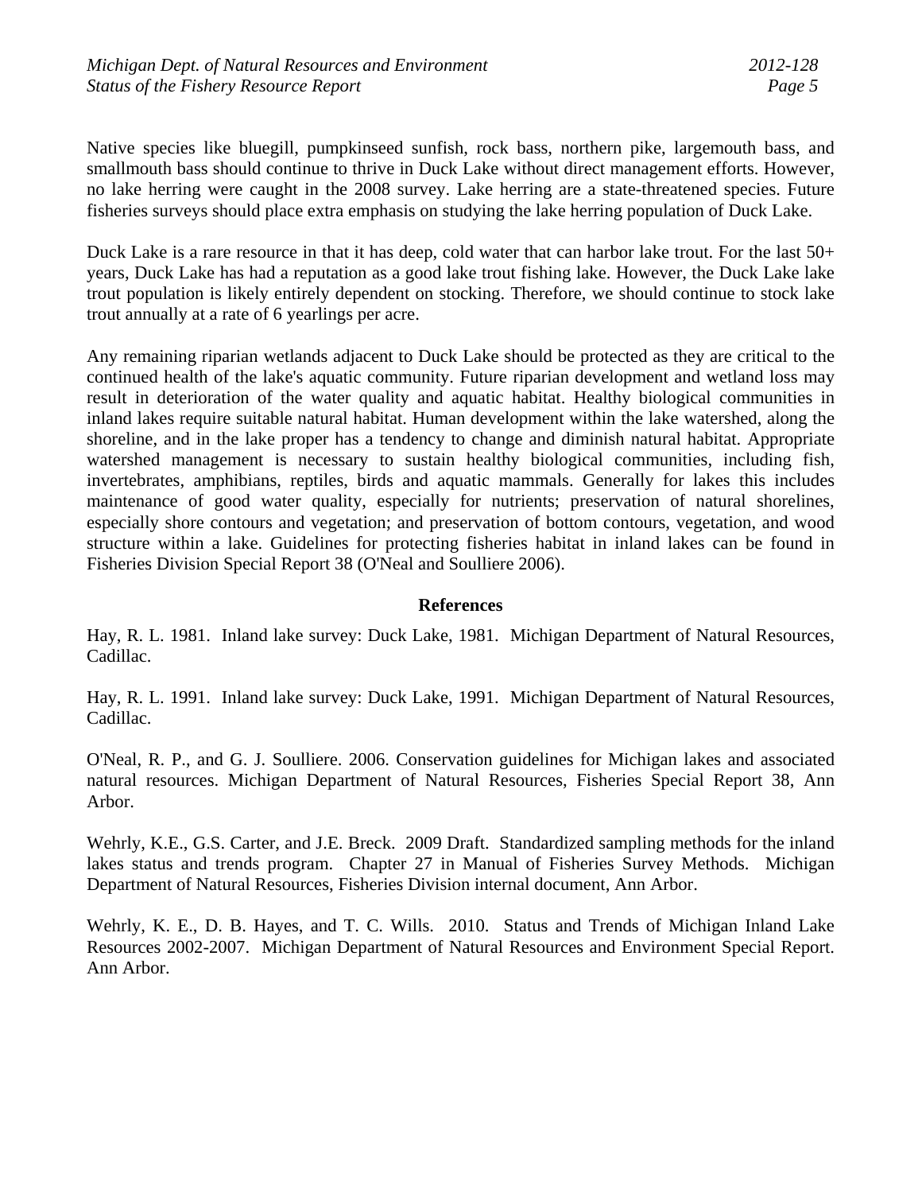Native species like bluegill, pumpkinseed sunfish, rock bass, northern pike, largemouth bass, and smallmouth bass should continue to thrive in Duck Lake without direct management efforts. However, no lake herring were caught in the 2008 survey. Lake herring are a state-threatened species. Future fisheries surveys should place extra emphasis on studying the lake herring population of Duck Lake.

Duck Lake is a rare resource in that it has deep, cold water that can harbor lake trout. For the last 50+ years, Duck Lake has had a reputation as a good lake trout fishing lake. However, the Duck Lake lake trout population is likely entirely dependent on stocking. Therefore, we should continue to stock lake trout annually at a rate of 6 yearlings per acre.

Any remaining riparian wetlands adjacent to Duck Lake should be protected as they are critical to the continued health of the lake's aquatic community. Future riparian development and wetland loss may result in deterioration of the water quality and aquatic habitat. Healthy biological communities in inland lakes require suitable natural habitat. Human development within the lake watershed, along the shoreline, and in the lake proper has a tendency to change and diminish natural habitat. Appropriate watershed management is necessary to sustain healthy biological communities, including fish, invertebrates, amphibians, reptiles, birds and aquatic mammals. Generally for lakes this includes maintenance of good water quality, especially for nutrients; preservation of natural shorelines, especially shore contours and vegetation; and preservation of bottom contours, vegetation, and wood structure within a lake. Guidelines for protecting fisheries habitat in inland lakes can be found in Fisheries Division Special Report 38 (O'Neal and Soulliere 2006).

## References

Hay, R. L. 1981. Inland lake survey: Duck Lake, 1981. Michigan Department of Natural Resources, Cadillac.

Hay, R. L. 1991. Inland lake survey: Duck Lake, 1991. Michigan Department of Natural Resources, Cadillac.

O'Neal, R. P., and G. J. Soulliere. 2006. Conservation guidelines for Michigan lakes and associated natural resources. Michigan Department of Natural Resources, Fisheries Special Report 38, Ann Arbor.

Wehrly, K.E., G.S. Carter, and J.E. Breck. 2009 Draft. Standardized sampling methods for the inland lakes status and trends program. Chapter 27 in Manual of Fisheries Survey Methods. Michigan Department of Natural Resources, Fisheries Division internal document, Ann Arbor.

Wehrly, K. E., D. B. Hayes, and T. C. Wills. 2010. Status and Trends of Michigan Inland Lake Resources 2002-2007. Michigan Department of Natural Resources and Environment Special Report. Ann Arbor.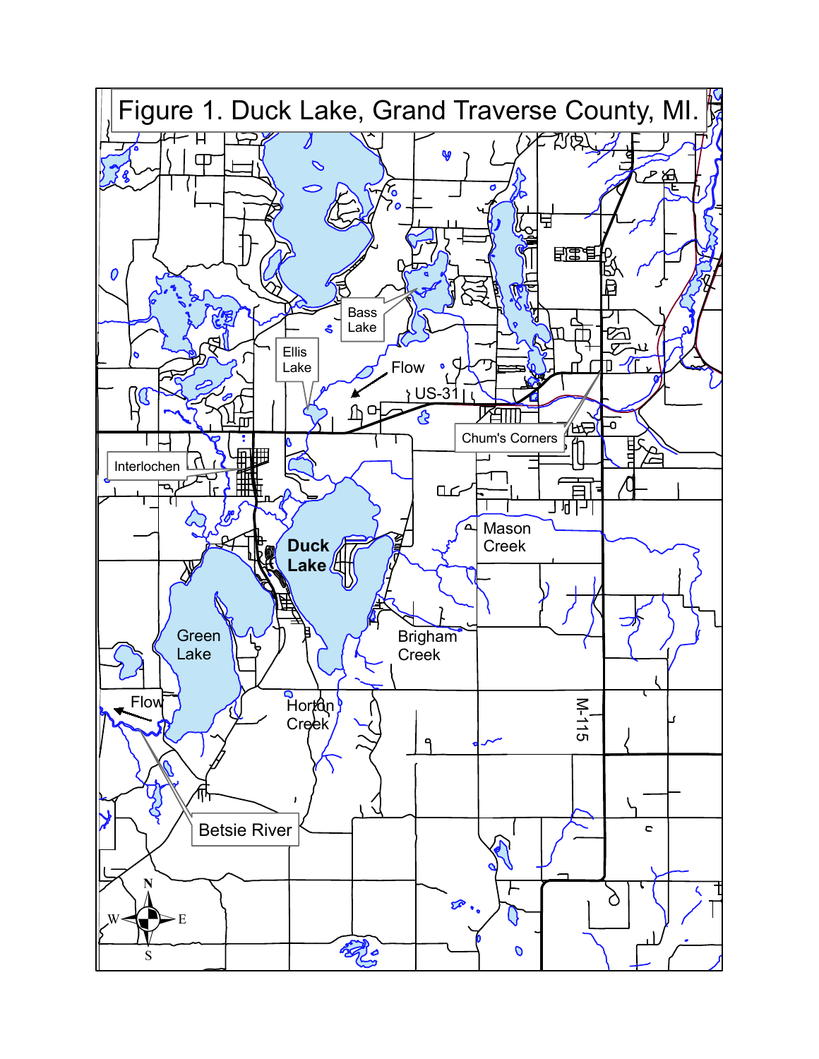Figure 1. Duck Lake, Grand Traverse County, MI.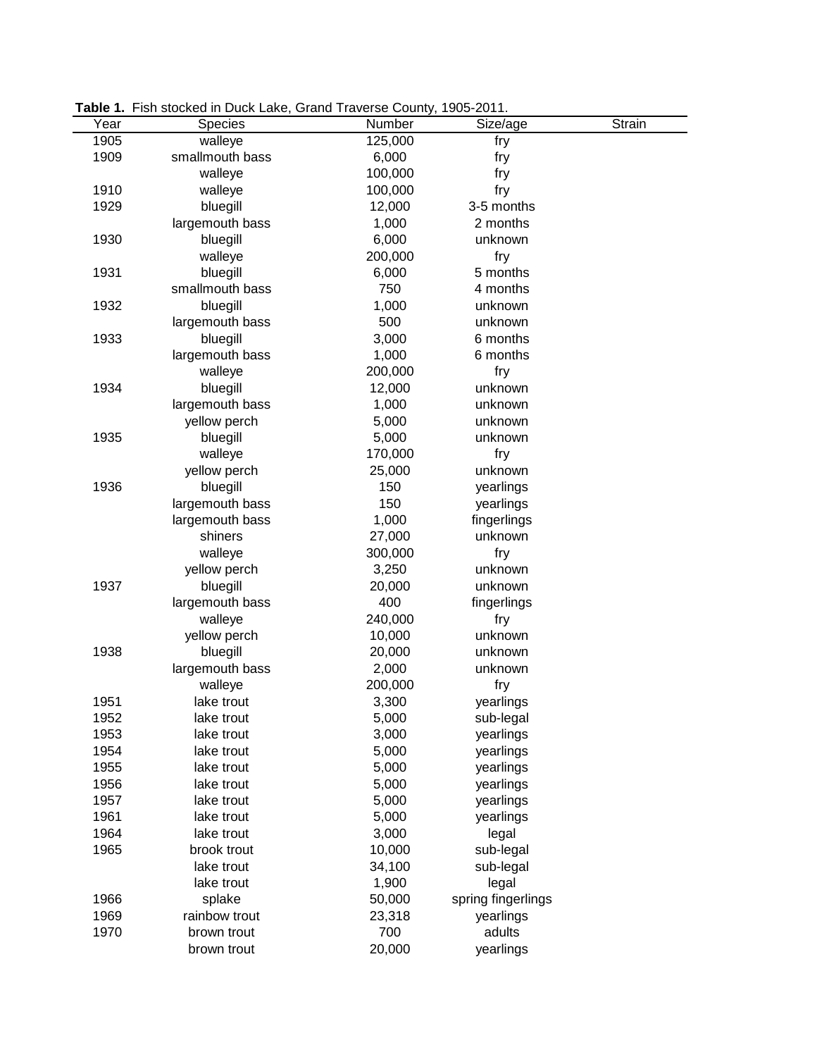**Table 1.** Fish stocked in Duck Lake, Grand Traverse County, 1905-2011.

| Year | Species | Number | Size/age | Strain |
|---|---|---|---|---|
| 1905 | walleye | 125,000 | fry | |
| 1909 | smallmouth bass | 6,000 | fry | |
| | walleye | 100,000 | fry | |
| 1910 | walleye | 100,000 | fry | |
| 1929 | bluegill | 12,000 | 3-5 months | |
| | largemouth bass | 1,000 | 2 months | |
| 1930 | bluegill | 6,000 | unknown | |
| | walleye | 200,000 | fry | |
| 1931 | bluegill | 6,000 | 5 months | |
| | smallmouth bass | 750 | 4 months | |
| 1932 | bluegill | 1,000 | unknown | |
| | largemouth bass | 500 | unknown | |
| 1933 | bluegill | 3,000 | 6 months | |
| | largemouth bass | 1,000 | 6 months | |
| | walleye | 200,000 | fry | |
| 1934 | bluegill | 12,000 | unknown | |
| | largemouth bass | 1,000 | unknown | |
| | yellow perch | 5,000 | unknown | |
| 1935 | bluegill | 5,000 | unknown | |
| | walleye | 170,000 | fry | |
| | yellow perch | 25,000 | unknown | |
| 1936 | bluegill | 150 | yearlings | |
| | largemouth bass | 150 | yearlings | |
| | largemouth bass | 1,000 | fingerlings | |
| | shiners | 27,000 | unknown | |
| | walleye | 300,000 | fry | |
| | yellow perch | 3,250 | unknown | |
| 1937 | bluegill | 20,000 | unknown | |
| | largemouth bass | 400 | fingerlings | |
| | walleye | 240,000 | fry | |
| | yellow perch | 10,000 | unknown | |
| 1938 | bluegill | 20,000 | unknown | |
| | largemouth bass | 2,000 | unknown | |
| | walleye | 200,000 | fry | |
| 1951 | lake trout | 3,300 | yearlings | |
| 1952 | lake trout | 5,000 | sub-legal | |
| 1953 | lake trout | 3,000 | yearlings | |
| 1954 | lake trout | 5,000 | yearlings | |
| 1955 | lake trout | 5,000 | yearlings | |
| 1956 | lake trout | 5,000 | yearlings | |
| 1957 | lake trout | 5,000 | yearlings | |
| 1961 | lake trout | 5,000 | yearlings | |
| 1964 | lake trout | 3,000 | legal | |
| 1965 | brook trout | 10,000 | sub-legal | |
| | lake trout | 34,100 | sub-legal | |
| | lake trout | 1,900 | legal | |
| 1966 | splake | 50,000 | spring fingerlings | |
| 1969 | rainbow trout | 23,318 | yearlings | |
| 1970 | brown trout | 700 | adults | |
| | brown trout | 20,000 | yearlings | |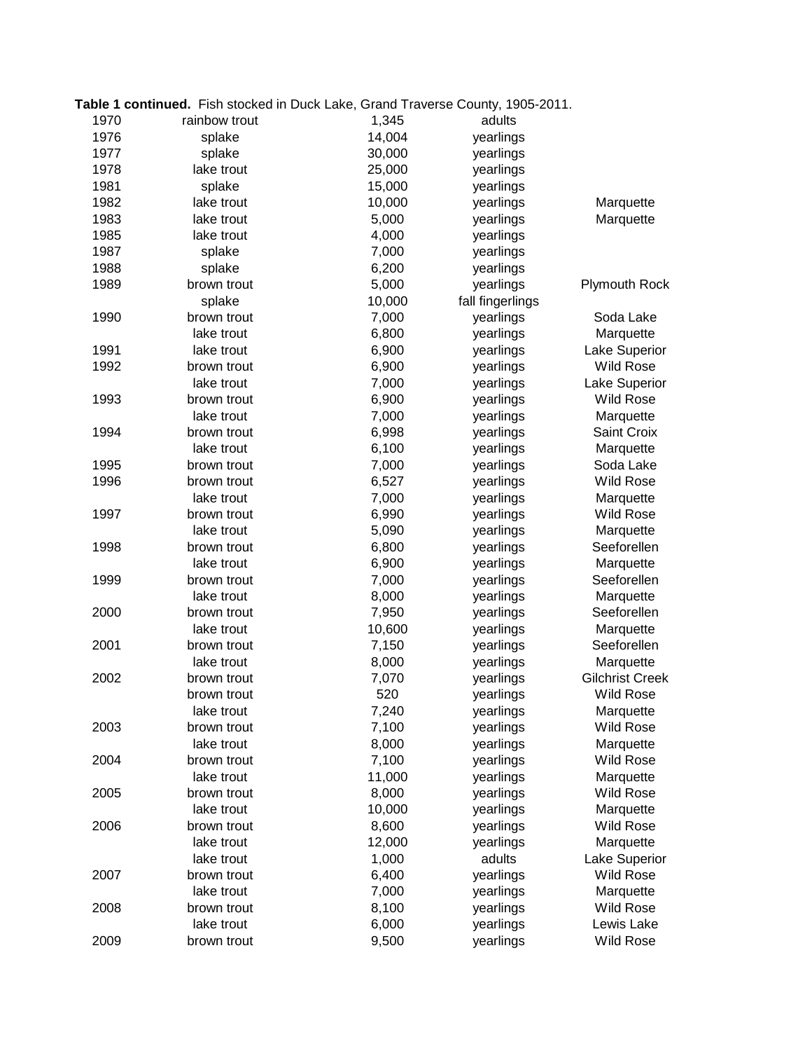**Table 1 continued.** Fish stocked in Duck Lake, Grand Traverse County, 1905-2011.

| | | | | |
|---|---|---|---|---|
| 1970 | rainbow trout | 1,345 | adults | |
| 1976 | splake | 14,004 | yearlings | |
| 1977 | splake | 30,000 | yearlings | |
| 1978 | lake trout | 25,000 | yearlings | |
| 1981 | splake | 15,000 | yearlings | |
| 1982 | lake trout | 10,000 | yearlings | Marquette |
| 1983 | lake trout | 5,000 | yearlings | Marquette |
| 1985 | lake trout | 4,000 | yearlings | |
| 1987 | splake | 7,000 | yearlings | |
| 1988 | splake | 6,200 | yearlings | |
| 1989 | brown trout | 5,000 | yearlings | Plymouth Rock |
| | splake | 10,000 | fall fingerlings | |
| 1990 | brown trout | 7,000 | yearlings | Soda Lake |
| | lake trout | 6,800 | yearlings | Marquette |
| 1991 | lake trout | 6,900 | yearlings | Lake Superior |
| 1992 | brown trout | 6,900 | yearlings | Wild Rose |
| | lake trout | 7,000 | yearlings | Lake Superior |
| 1993 | brown trout | 6,900 | yearlings | Wild Rose |
| | lake trout | 7,000 | yearlings | Marquette |
| 1994 | brown trout | 6,998 | yearlings | Saint Croix |
| | lake trout | 6,100 | yearlings | Marquette |
| 1995 | brown trout | 7,000 | yearlings | Soda Lake |
| 1996 | brown trout | 6,527 | yearlings | Wild Rose |
| | lake trout | 7,000 | yearlings | Marquette |
| 1997 | brown trout | 6,990 | yearlings | Wild Rose |
| | lake trout | 5,090 | yearlings | Marquette |
| 1998 | brown trout | 6,800 | yearlings | Seeforellen |
| | lake trout | 6,900 | yearlings | Marquette |
| 1999 | brown trout | 7,000 | yearlings | Seeforellen |
| | lake trout | 8,000 | yearlings | Marquette |
| 2000 | brown trout | 7,950 | yearlings | Seeforellen |
| | lake trout | 10,600 | yearlings | Marquette |
| 2001 | brown trout | 7,150 | yearlings | Seeforellen |
| | lake trout | 8,000 | yearlings | Marquette |
| 2002 | brown trout | 7,070 | yearlings | Gilchrist Creek |
| | brown trout | 520 | yearlings | Wild Rose |
| | lake trout | 7,240 | yearlings | Marquette |
| 2003 | brown trout | 7,100 | yearlings | Wild Rose |
| | lake trout | 8,000 | yearlings | Marquette |
| 2004 | brown trout | 7,100 | yearlings | Wild Rose |
| | lake trout | 11,000 | yearlings | Marquette |
| 2005 | brown trout | 8,000 | yearlings | Wild Rose |
| | lake trout | 10,000 | yearlings | Marquette |
| 2006 | brown trout | 8,600 | yearlings | Wild Rose |
| | lake trout | 12,000 | yearlings | Marquette |
| | lake trout | 1,000 | adults | Lake Superior |
| 2007 | brown trout | 6,400 | yearlings | Wild Rose |
| | lake trout | 7,000 | yearlings | Marquette |
| 2008 | brown trout | 8,100 | yearlings | Wild Rose |
| | lake trout | 6,000 | yearlings | Lewis Lake |
| 2009 | brown trout | 9,500 | yearlings | Wild Rose |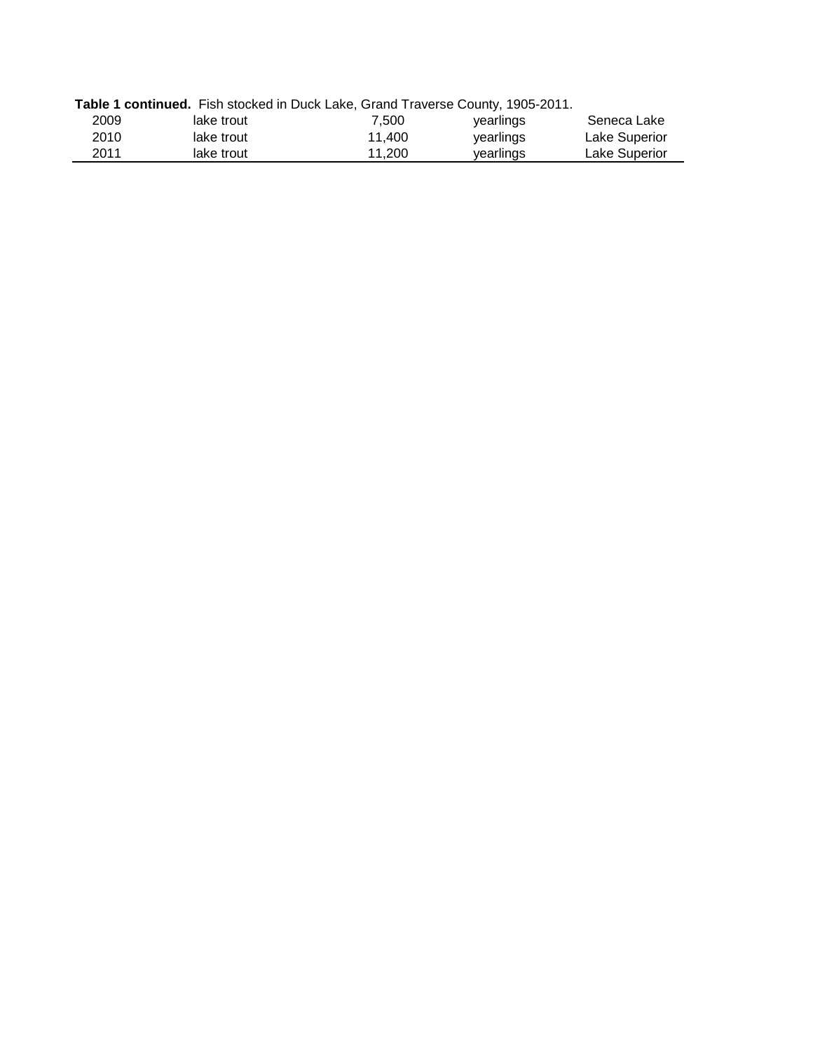**Table 1 continued.** Fish stocked in Duck Lake, Grand Traverse County, 1905-2011.

| | | | | |
|---|---|---|---|---|
| 2009 | lake trout | 7,500 | yearlings | Seneca Lake |
| 2010 | lake trout | 11,400 | yearlings | Lake Superior |
| 2011 | lake trout | 11,200 | yearlings | Lake Superior |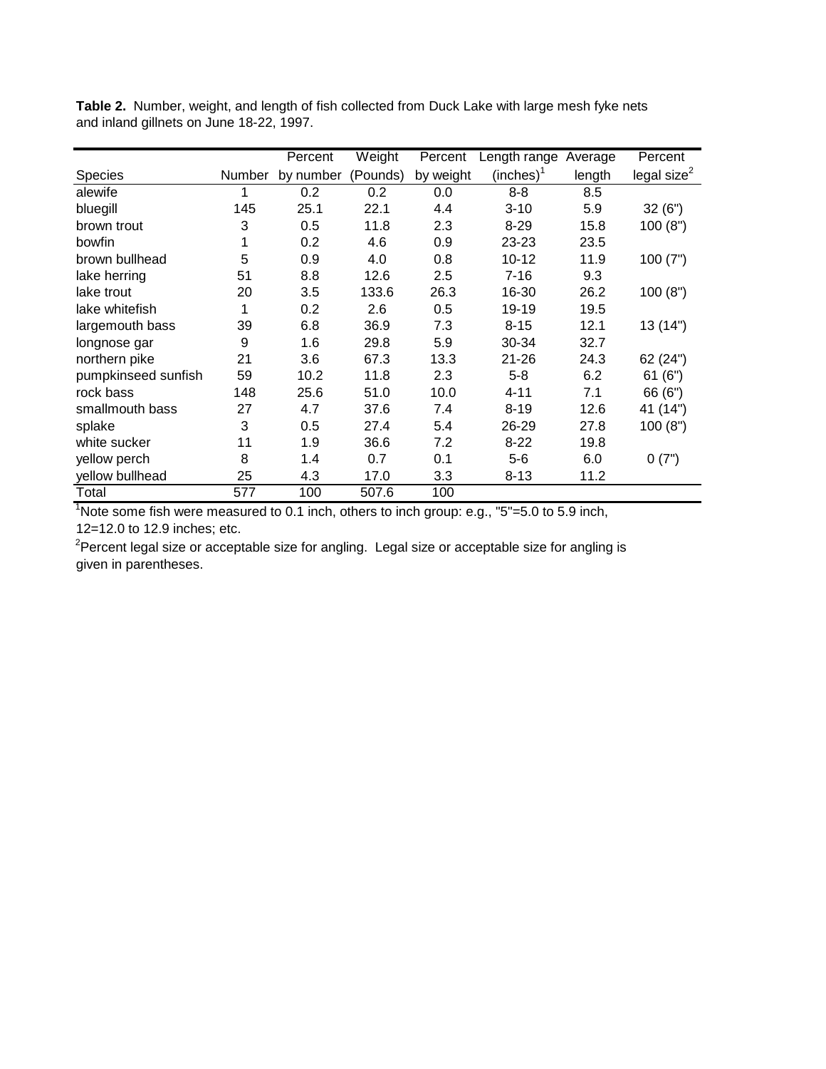**Table 2.** Number, weight, and length of fish collected from Duck Lake with large mesh fyke nets and inland gillnets on June 18-22, 1997.

| Species | Number | Percent by number | Weight (Pounds) | Percent by weight | Length range (inches)[1] | Average length | Percent legal size[2] |
|---|---|---|---|---|---|---|---|
| alewife | 1 | 0.2 | 0.2 | 0.0 | 8-8 | 8.5 | |
| bluegill | 145 | 25.1 | 22.1 | 4.4 | 3-10 | 5.9 | 32 (6") |
| brown trout | 3 | 0.5 | 11.8 | 2.3 | 8-29 | 15.8 | 100 (8") |
| bowfin | 1 | 0.2 | 4.6 | 0.9 | 23-23 | 23.5 | |
| brown bullhead | 5 | 0.9 | 4.0 | 0.8 | 10-12 | 11.9 | 100 (7") |
| lake herring | 51 | 8.8 | 12.6 | 2.5 | 7-16 | 9.3 | |
| lake trout | 20 | 3.5 | 133.6 | 26.3 | 16-30 | 26.2 | 100 (8") |
| lake whitefish | 1 | 0.2 | 2.6 | 0.5 | 19-19 | 19.5 | |
| largemouth bass | 39 | 6.8 | 36.9 | 7.3 | 8-15 | 12.1 | 13 (14") |
| longnose gar | 9 | 1.6 | 29.8 | 5.9 | 30-34 | 32.7 | |
| northern pike | 21 | 3.6 | 67.3 | 13.3 | 21-26 | 24.3 | 62 (24") |
| pumpkinseed sunfish | 59 | 10.2 | 11.8 | 2.3 | 5-8 | 6.2 | 61 (6") |
| rock bass | 148 | 25.6 | 51.0 | 10.0 | 4-11 | 7.1 | 66 (6") |
| smallmouth bass | 27 | 4.7 | 37.6 | 7.4 | 8-19 | 12.6 | 41 (14") |
| splake | 3 | 0.5 | 27.4 | 5.4 | 26-29 | 27.8 | 100 (8") |
| white sucker | 11 | 1.9 | 36.6 | 7.2 | 8-22 | 19.8 | |
| yellow perch | 8 | 1.4 | 0.7 | 0.1 | 5-6 | 6.0 | 0 (7") |
| yellow bullhead | 25 | 4.3 | 17.0 | 3.3 | 8-13 | 11.2 | |
| Total | 577 | 100 | 507.6 | 100 | | | |

[1]Note some fish were measured to 0.1 inch, others to inch group: e.g., "5"=5.0 to 5.9 inch, 12=12.0 to 12.9 inches; etc.

[2]Percent legal size or acceptable size for angling. Legal size or acceptable size for angling is given in parentheses.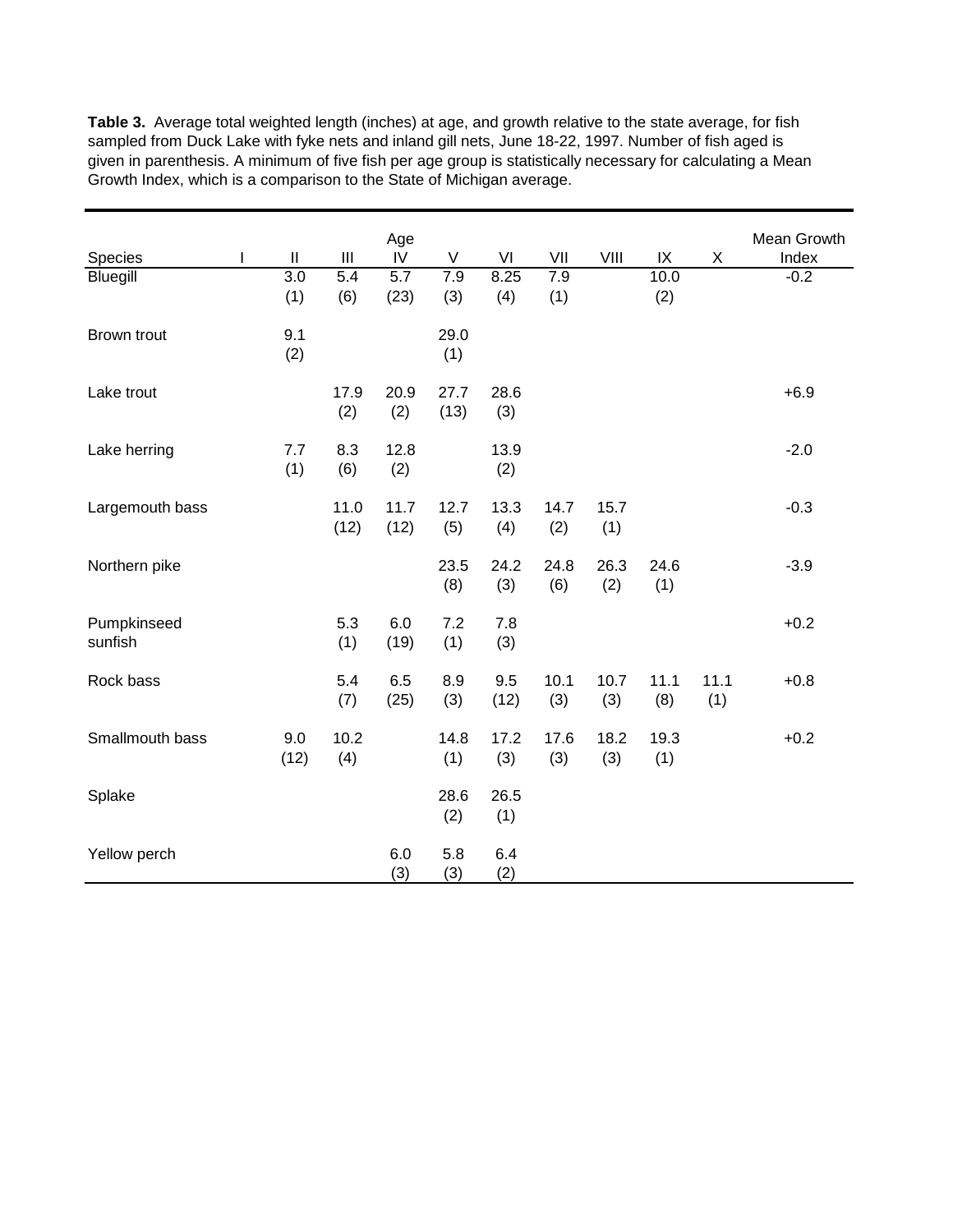**Table 3.** Average total weighted length (inches) at age, and growth relative to the state average, for fish sampled from Duck Lake with fyke nets and inland gill nets, June 18-22, 1997. Number of fish aged is given in parenthesis. A minimum of five fish per age group is statistically necessary for calculating a Mean Growth Index, which is a comparison to the State of Michigan average.

| Species | Age I | II | III | IV | V | VI | VII | VIII | IX | X | Mean Growth Index |
|---|---|---|---|---|---|---|---|---|---|---|---|
| Bluegill | | 3.0 (1) | 5.4 (6) | 5.7 (23) | 7.9 (3) | 8.25 (4) | 7.9 (1) | | 10.0 (2) | | -0.2 |
| Brown trout | | 9.1 (2) | | | 29.0 (1) | | | | | | |
| Lake trout | | | 17.9 (2) | 20.9 (2) | 27.7 (13) | 28.6 (3) | | | | | +6.9 |
| Lake herring | | 7.7 (1) | 8.3 (6) | 12.8 (2) | | 13.9 (2) | | | | | -2.0 |
| Largemouth bass | | | 11.0 (12) | 11.7 (12) | 12.7 (5) | 13.3 (4) | 14.7 (2) | 15.7 (1) | | | -0.3 |
| Northern pike | | | | | 23.5 (8) | 24.2 (3) | 24.8 (6) | 26.3 (2) | 24.6 (1) | | -3.9 |
| Pumpkinseed sunfish | | | 5.3 (1) | 6.0 (19) | 7.2 (1) | 7.8 (3) | | | | | +0.2 |
| Rock bass | | | 5.4 (7) | 6.5 (25) | 8.9 (3) | 9.5 (12) | 10.1 (3) | 10.7 (3) | 11.1 (8) | 11.1 (1) | +0.8 |
| Smallmouth bass | | 9.0 (12) | 10.2 (4) | | 14.8 (1) | 17.2 (3) | 17.6 (3) | 18.2 (3) | 19.3 (1) | | +0.2 |
| Splake | | | | | 28.6 (2) | 26.5 (1) | | | | | |
| Yellow perch | | | | 6.0 (3) | 5.8 (3) | 6.4 (2) | | | | | |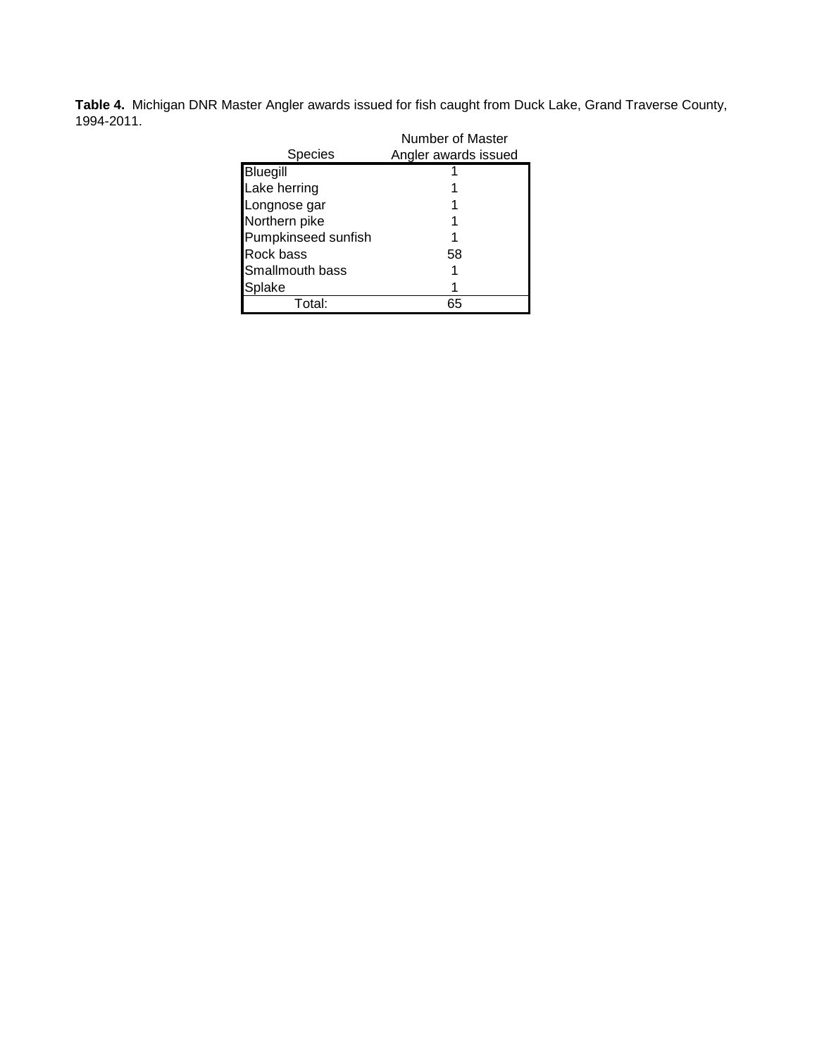**Table 4.** Michigan DNR Master Angler awards issued for fish caught from Duck Lake, Grand Traverse County, 1994-2011.

| Species | Number of Master Angler awards issued |
|---|---|
| Bluegill | 1 |
| Lake herring | 1 |
| Longnose gar | 1 |
| Northern pike | 1 |
| Pumpkinseed sunfish | 1 |
| Rock bass | 58 |
| Smallmouth bass | 1 |
| Splake | 1 |
| Total: | 65 |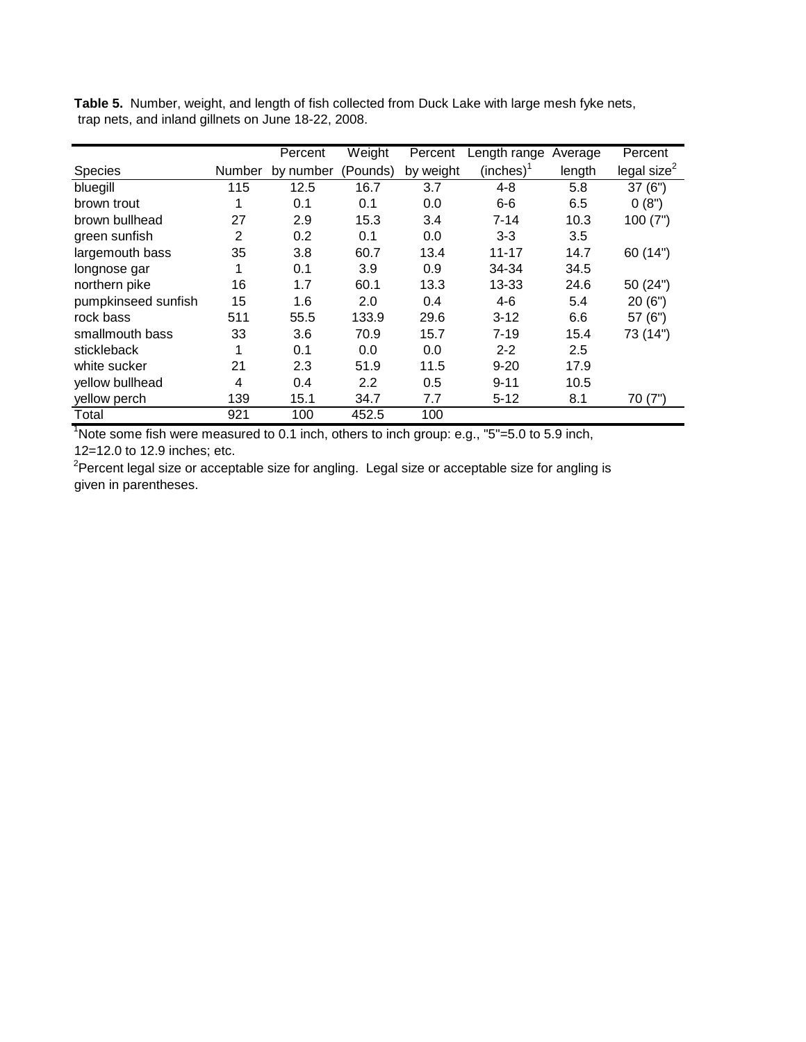**Table 5.** Number, weight, and length of fish collected from Duck Lake with large mesh fyke nets, trap nets, and inland gillnets on June 18-22, 2008.

| Species | Number | Percent by number | Weight (Pounds) | Percent by weight | Length range (inches)[1] | Average length | Percent legal size[2] |
|---|---|---|---|---|---|---|---|
| bluegill | 115 | 12.5 | 16.7 | 3.7 | 4-8 | 5.8 | 37 (6") |
| brown trout | 1 | 0.1 | 0.1 | 0.0 | 6-6 | 6.5 | 0 (8") |
| brown bullhead | 27 | 2.9 | 15.3 | 3.4 | 7-14 | 10.3 | 100 (7") |
| green sunfish | 2 | 0.2 | 0.1 | 0.0 | 3-3 | 3.5 | |
| largemouth bass | 35 | 3.8 | 60.7 | 13.4 | 11-17 | 14.7 | 60 (14") |
| longnose gar | 1 | 0.1 | 3.9 | 0.9 | 34-34 | 34.5 | |
| northern pike | 16 | 1.7 | 60.1 | 13.3 | 13-33 | 24.6 | 50 (24") |
| pumpkinseed sunfish | 15 | 1.6 | 2.0 | 0.4 | 4-6 | 5.4 | 20 (6") |
| rock bass | 511 | 55.5 | 133.9 | 29.6 | 3-12 | 6.6 | 57 (6") |
| smallmouth bass | 33 | 3.6 | 70.9 | 15.7 | 7-19 | 15.4 | 73 (14") |
| stickleback | 1 | 0.1 | 0.0 | 0.0 | 2-2 | 2.5 | |
| white sucker | 21 | 2.3 | 51.9 | 11.5 | 9-20 | 17.9 | |
| yellow bullhead | 4 | 0.4 | 2.2 | 0.5 | 9-11 | 10.5 | |
| yellow perch | 139 | 15.1 | 34.7 | 7.7 | 5-12 | 8.1 | 70 (7") |
| Total | 921 | 100 | 452.5 | 100 | | | |

[1]Note some fish were measured to 0.1 inch, others to inch group: e.g., "5"=5.0 to 5.9 inch, 12=12.0 to 12.9 inches; etc.

[2]Percent legal size or acceptable size for angling. Legal size or acceptable size for angling is given in parentheses.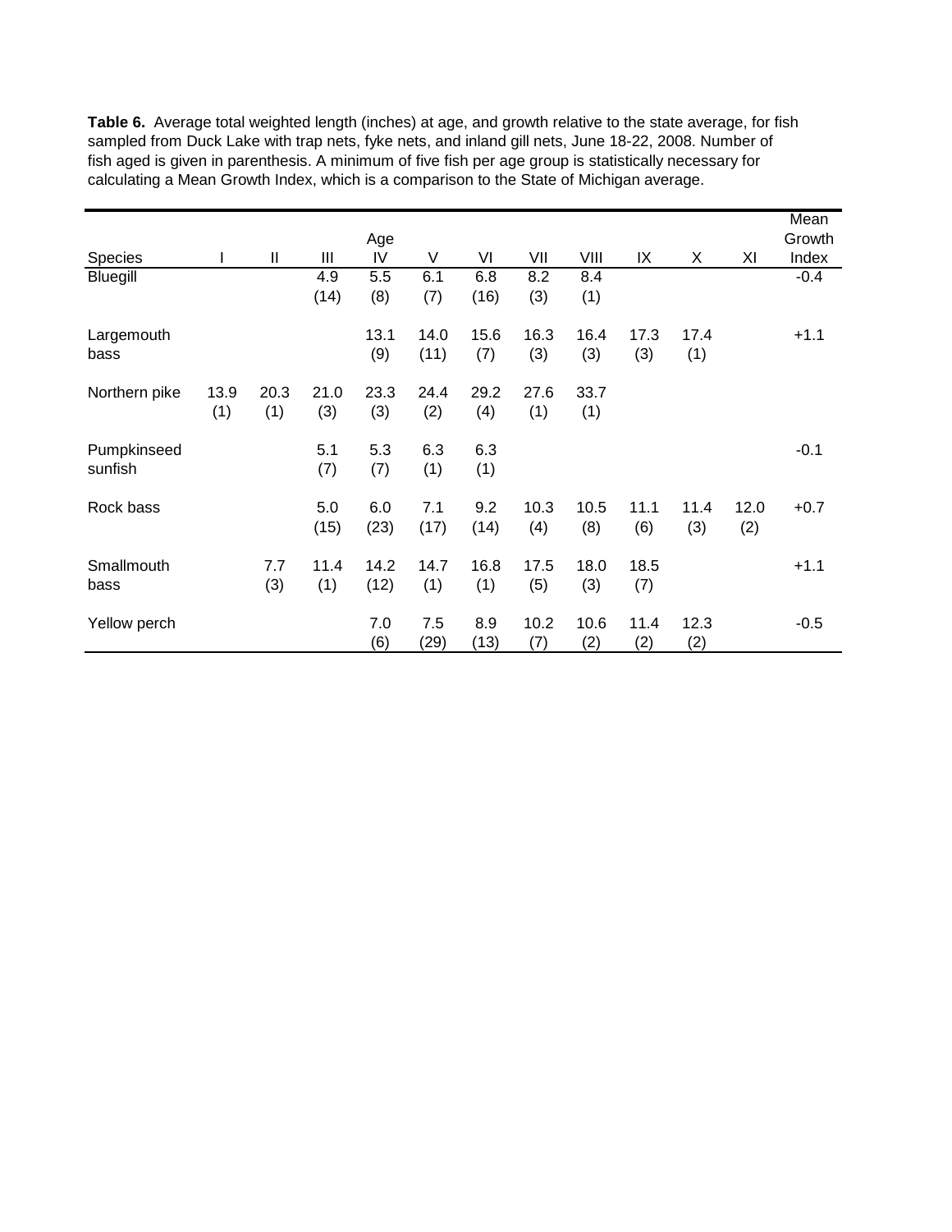**Table 6.** Average total weighted length (inches) at age, and growth relative to the state average, for fish sampled from Duck Lake with trap nets, fyke nets, and inland gill nets, June 18-22, 2008. Number of fish aged is given in parenthesis. A minimum of five fish per age group is statistically necessary for calculating a Mean Growth Index, which is a comparison to the State of Michigan average.

| | | | | Age | | | | | | | | Mean |
|---|---|---|---|---|---|---|---|---|---|---|---|---|
| Species | I | II | III | IV | V | VI | VII | VIII | IX | X | XI | Growth Index |
| Bluegill | | | 4.9 (14) | 5.5 (8) | 6.1 (7) | 6.8 (16) | 8.2 (3) | 8.4 (1) | | | | -0.4 |
| Largemouth bass | | | | 13.1 (9) | 14.0 (11) | 15.6 (7) | 16.3 (3) | 16.4 (3) | 17.3 (3) | 17.4 (1) | | +1.1 |
| Northern pike | 13.9 (1) | 20.3 (1) | 21.0 (3) | 23.3 (3) | 24.4 (2) | 29.2 (4) | 27.6 (1) | 33.7 (1) | | | | |
| Pumpkinseed sunfish | | | 5.1 (7) | 5.3 (7) | 6.3 (1) | 6.3 (1) | | | | | | -0.1 |
| Rock bass | | | 5.0 (15) | 6.0 (23) | 7.1 (17) | 9.2 (14) | 10.3 (4) | 10.5 (8) | 11.1 (6) | 11.4 (3) | 12.0 (2) | +0.7 |
| Smallmouth bass | | 7.7 (3) | 11.4 (1) | 14.2 (12) | 14.7 (1) | 16.8 (1) | 17.5 (5) | 18.0 (3) | 18.5 (7) | | | +1.1 |
| Yellow perch | | | | 7.0 (6) | 7.5 (29) | 8.9 (13) | 10.2 (7) | 10.6 (2) | 11.4 (2) | 12.3 (2) | | -0.5 |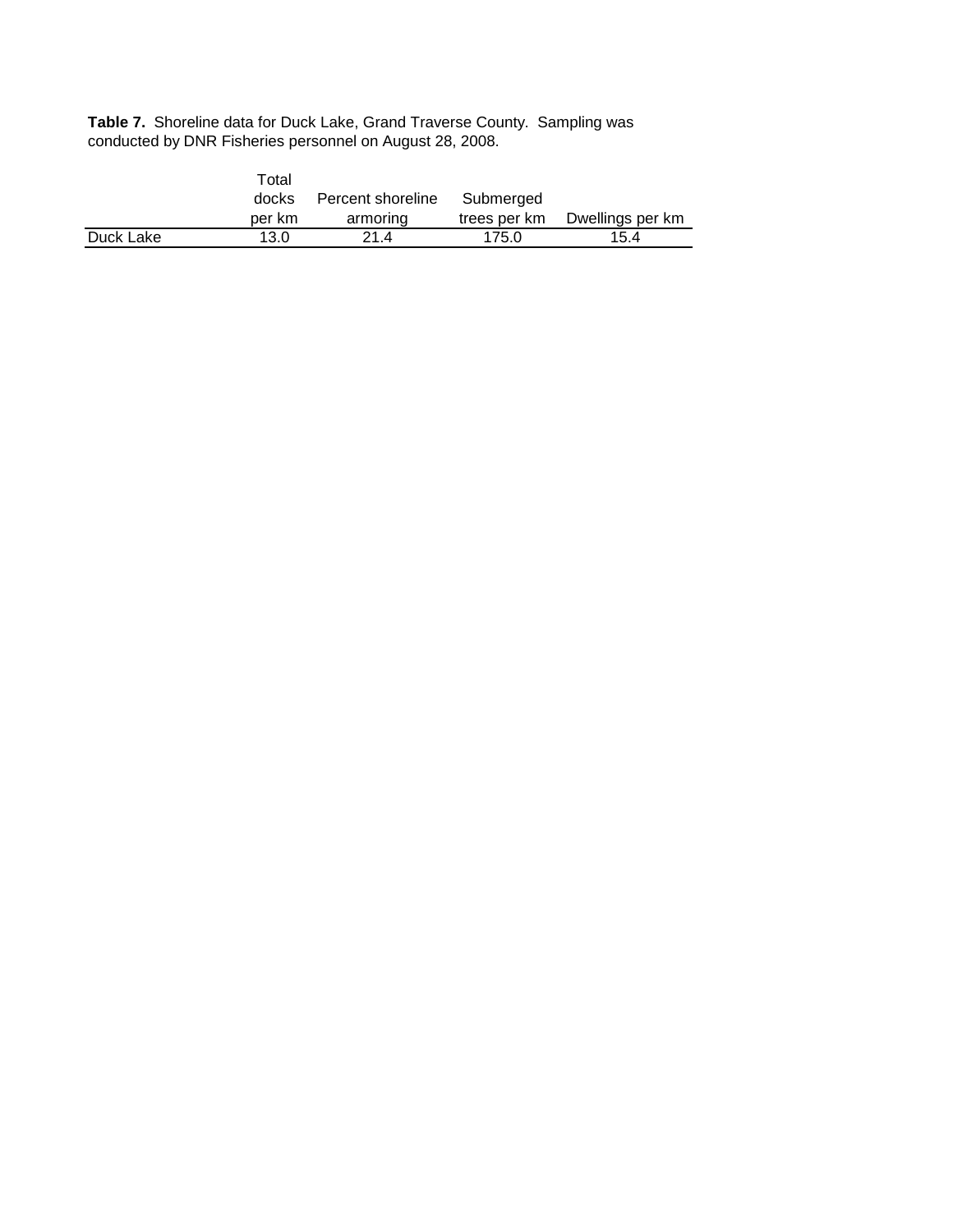**Table 7.** Shoreline data for Duck Lake, Grand Traverse County. Sampling was conducted by DNR Fisheries personnel on August 28, 2008.

| | Total docks per km | Percent shoreline armoring | Submerged trees per km | Dwellings per km |
|---|---|---|---|---|
| Duck Lake | 13.0 | 21.4 | 175.0 | 15.4 |